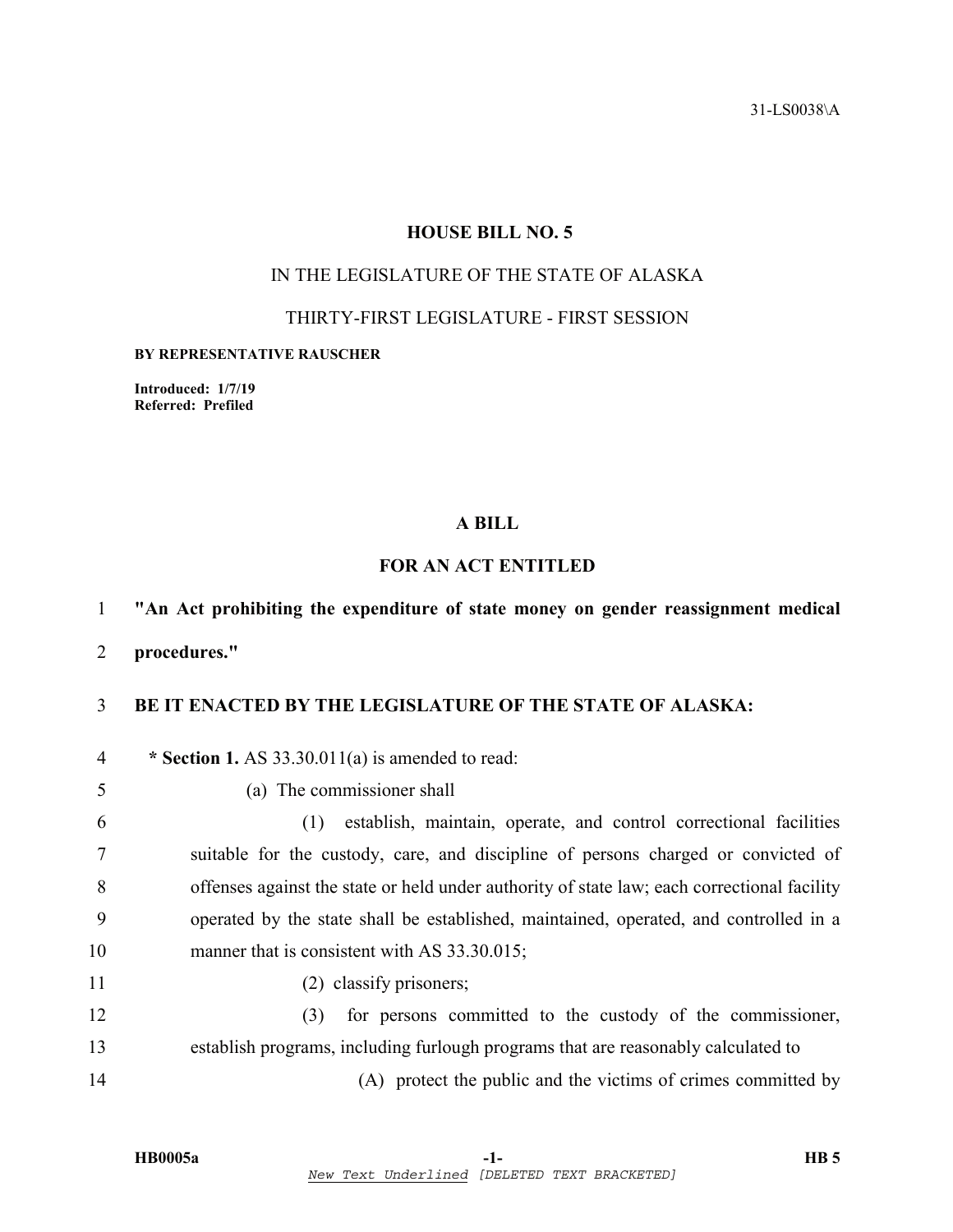31-LS0038\A

# HOUSE BILL NO. 5

## IN THE LEGISLATURE OF THE STATE OF ALASKA

## THIRTY-FIRST LEGISLATURE - FIRST SESSION

**BY REPRESENTATIVE RAUSCHER**

**Introduced: 1/7/19**
**Referred: Prefiled**

## A BILL

## FOR AN ACT ENTITLED

1 **"An Act prohibiting the expenditure of state money on gender reassignment medical**
2 **procedures."**

3 **BE IT ENACTED BY THE LEGISLATURE OF THE STATE OF ALASKA:**

4 **\* Section 1.** AS 33.30.011(a) is amended to read:

5 (a) The commissioner shall

6 (1) establish, maintain, operate, and control correctional facilities
7 suitable for the custody, care, and discipline of persons charged or convicted of
8 offenses against the state or held under authority of state law; each correctional facility
9 operated by the state shall be established, maintained, operated, and controlled in a
10 manner that is consistent with AS 33.30.015;

11 (2) classify prisoners;

12 (3) for persons committed to the custody of the commissioner,
13 establish programs, including furlough programs that are reasonably calculated to

14 (A) protect the public and the victims of crimes committed by

*New Text Underlined* [DELETED TEXT BRACKETED]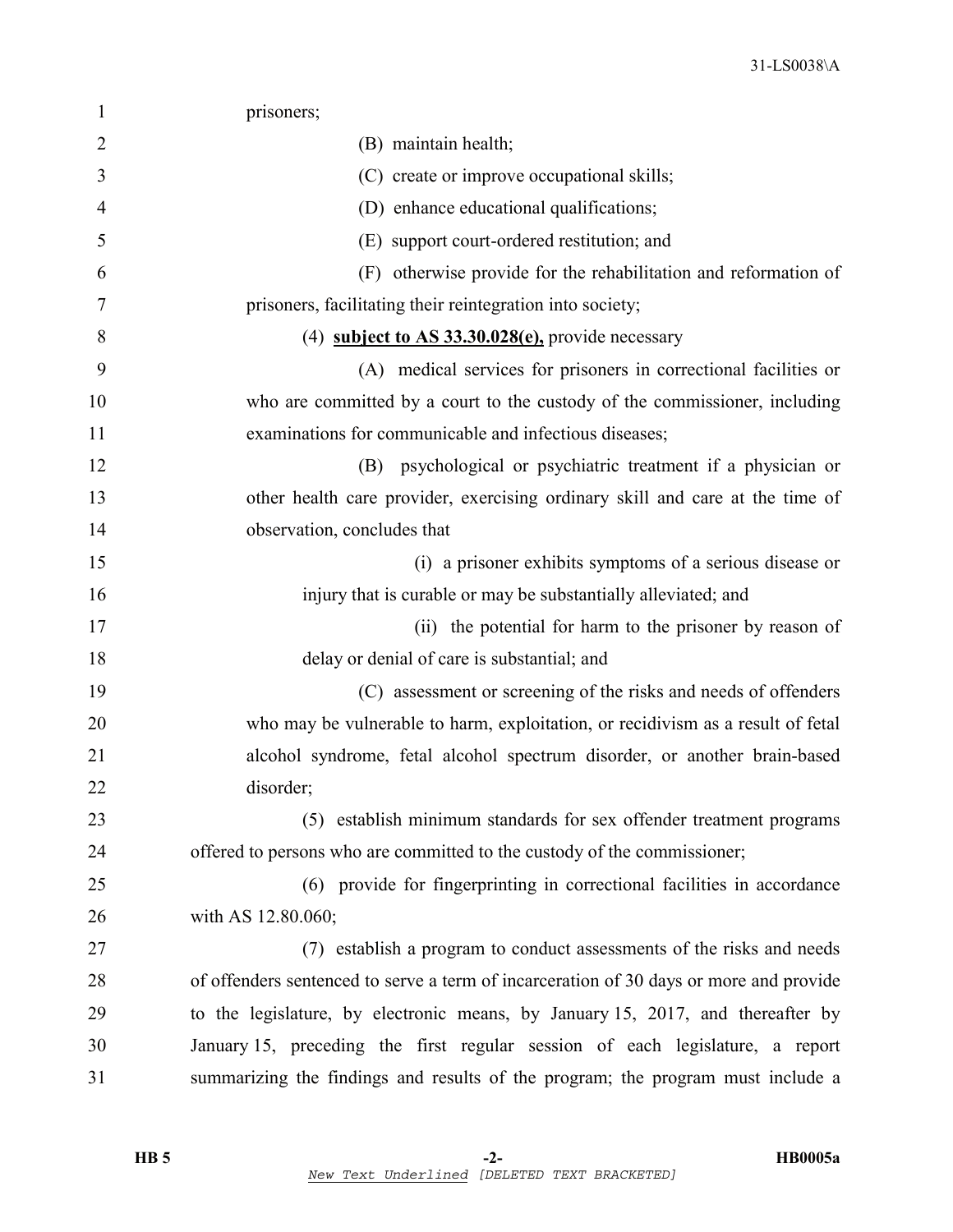prisoners;

(B) maintain health;

(C) create or improve occupational skills;

(D) enhance educational qualifications;

(E) support court-ordered restitution; and

(F) otherwise provide for the rehabilitation and reformation of prisoners, facilitating their reintegration into society;

(4) **subject to AS 33.30.028(e),** provide necessary

(A) medical services for prisoners in correctional facilities or who are committed by a court to the custody of the commissioner, including examinations for communicable and infectious diseases;

(B) psychological or psychiatric treatment if a physician or other health care provider, exercising ordinary skill and care at the time of observation, concludes that

(i) a prisoner exhibits symptoms of a serious disease or injury that is curable or may be substantially alleviated; and

(ii) the potential for harm to the prisoner by reason of delay or denial of care is substantial; and

(C) assessment or screening of the risks and needs of offenders who may be vulnerable to harm, exploitation, or recidivism as a result of fetal alcohol syndrome, fetal alcohol spectrum disorder, or another brain-based disorder;

(5) establish minimum standards for sex offender treatment programs offered to persons who are committed to the custody of the commissioner;

(6) provide for fingerprinting in correctional facilities in accordance with AS 12.80.060;

(7) establish a program to conduct assessments of the risks and needs of offenders sentenced to serve a term of incarceration of 30 days or more and provide to the legislature, by electronic means, by January 15, 2017, and thereafter by January 15, preceding the first regular session of each legislature, a report summarizing the findings and results of the program; the program must include a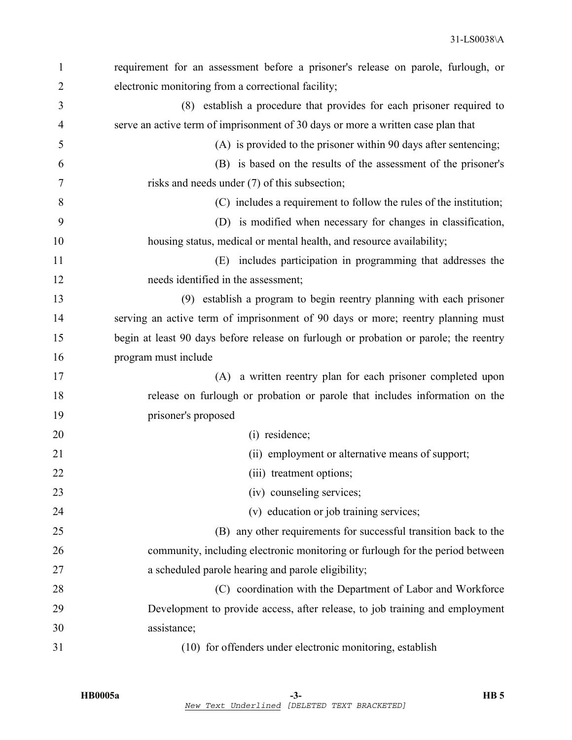requirement for an assessment before a prisoner's release on parole, furlough, or electronic monitoring from a correctional facility;

(8) establish a procedure that provides for each prisoner required to serve an active term of imprisonment of 30 days or more a written case plan that

(A) is provided to the prisoner within 90 days after sentencing;

(B) is based on the results of the assessment of the prisoner's risks and needs under (7) of this subsection;

(C) includes a requirement to follow the rules of the institution;

(D) is modified when necessary for changes in classification, housing status, medical or mental health, and resource availability;

(E) includes participation in programming that addresses the needs identified in the assessment;

(9) establish a program to begin reentry planning with each prisoner serving an active term of imprisonment of 90 days or more; reentry planning must begin at least 90 days before release on furlough or probation or parole; the reentry program must include

(A) a written reentry plan for each prisoner completed upon release on furlough or probation or parole that includes information on the prisoner's proposed

(i) residence;

(ii) employment or alternative means of support;

(iii) treatment options;

(iv) counseling services;

(v) education or job training services;

(B) any other requirements for successful transition back to the community, including electronic monitoring or furlough for the period between a scheduled parole hearing and parole eligibility;

(C) coordination with the Department of Labor and Workforce Development to provide access, after release, to job training and employment assistance;

(10) for offenders under electronic monitoring, establish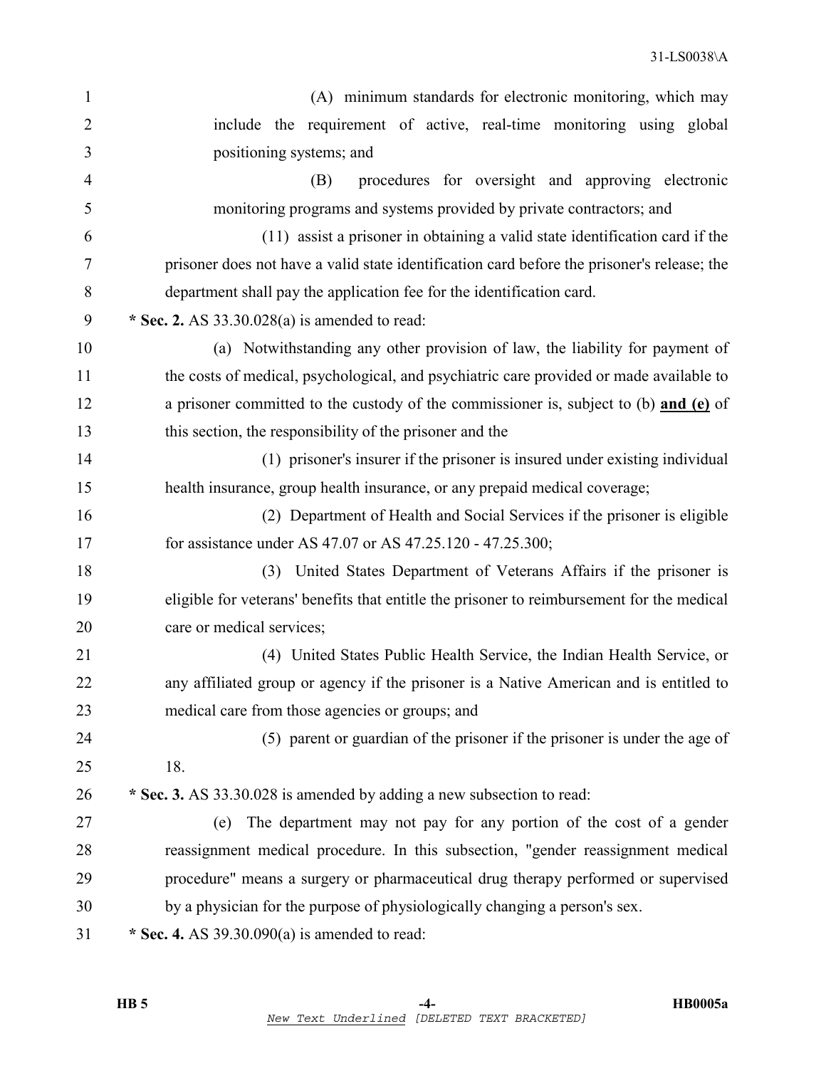(A) minimum standards for electronic monitoring, which may include the requirement of active, real-time monitoring using global positioning systems; and

(B) procedures for oversight and approving electronic monitoring programs and systems provided by private contractors; and

(11) assist a prisoner in obtaining a valid state identification card if the prisoner does not have a valid state identification card before the prisoner's release; the department shall pay the application fee for the identification card.

**\* Sec. 2.** AS 33.30.028(a) is amended to read:

(a) Notwithstanding any other provision of law, the liability for payment of the costs of medical, psychological, and psychiatric care provided or made available to a prisoner committed to the custody of the commissioner is, subject to (b) **<u>and (e)</u>** of this section, the responsibility of the prisoner and the

(1) prisoner's insurer if the prisoner is insured under existing individual health insurance, group health insurance, or any prepaid medical coverage;

(2) Department of Health and Social Services if the prisoner is eligible for assistance under AS 47.07 or AS 47.25.120 - 47.25.300;

(3) United States Department of Veterans Affairs if the prisoner is eligible for veterans' benefits that entitle the prisoner to reimbursement for the medical care or medical services;

(4) United States Public Health Service, the Indian Health Service, or any affiliated group or agency if the prisoner is a Native American and is entitled to medical care from those agencies or groups; and

(5) parent or guardian of the prisoner if the prisoner is under the age of 18.

**\* Sec. 3.** AS 33.30.028 is amended by adding a new subsection to read:

(e) The department may not pay for any portion of the cost of a gender reassignment medical procedure. In this subsection, "gender reassignment medical procedure" means a surgery or pharmaceutical drug therapy performed or supervised by a physician for the purpose of physiologically changing a person's sex.

**\* Sec. 4.** AS 39.30.090(a) is amended to read: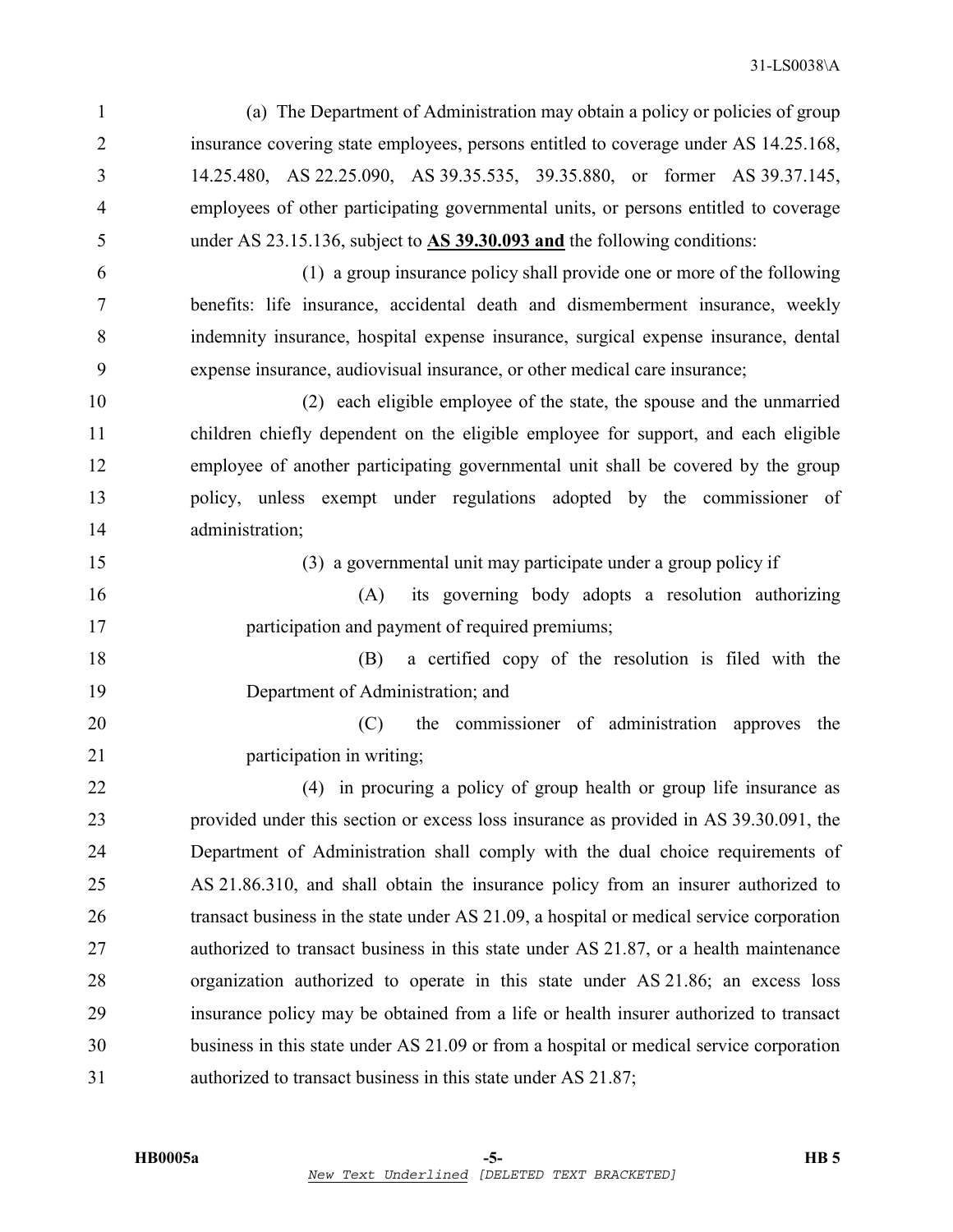(a) The Department of Administration may obtain a policy or policies of group insurance covering state employees, persons entitled to coverage under AS 14.25.168, 14.25.480, AS 22.25.090, AS 39.35.535, 39.35.880, or former AS 39.37.145, employees of other participating governmental units, or persons entitled to coverage under AS 23.15.136, subject to **AS 39.30.093 and** the following conditions:

(1) a group insurance policy shall provide one or more of the following benefits: life insurance, accidental death and dismemberment insurance, weekly indemnity insurance, hospital expense insurance, surgical expense insurance, dental expense insurance, audiovisual insurance, or other medical care insurance;

(2) each eligible employee of the state, the spouse and the unmarried children chiefly dependent on the eligible employee for support, and each eligible employee of another participating governmental unit shall be covered by the group policy, unless exempt under regulations adopted by the commissioner of administration;

(3) a governmental unit may participate under a group policy if

(A) its governing body adopts a resolution authorizing participation and payment of required premiums;

(B) a certified copy of the resolution is filed with the Department of Administration; and

(C) the commissioner of administration approves the participation in writing;

(4) in procuring a policy of group health or group life insurance as provided under this section or excess loss insurance as provided in AS 39.30.091, the Department of Administration shall comply with the dual choice requirements of AS 21.86.310, and shall obtain the insurance policy from an insurer authorized to transact business in the state under AS 21.09, a hospital or medical service corporation authorized to transact business in this state under AS 21.87, or a health maintenance organization authorized to operate in this state under AS 21.86; an excess loss insurance policy may be obtained from a life or health insurer authorized to transact business in this state under AS 21.09 or from a hospital or medical service corporation authorized to transact business in this state under AS 21.87;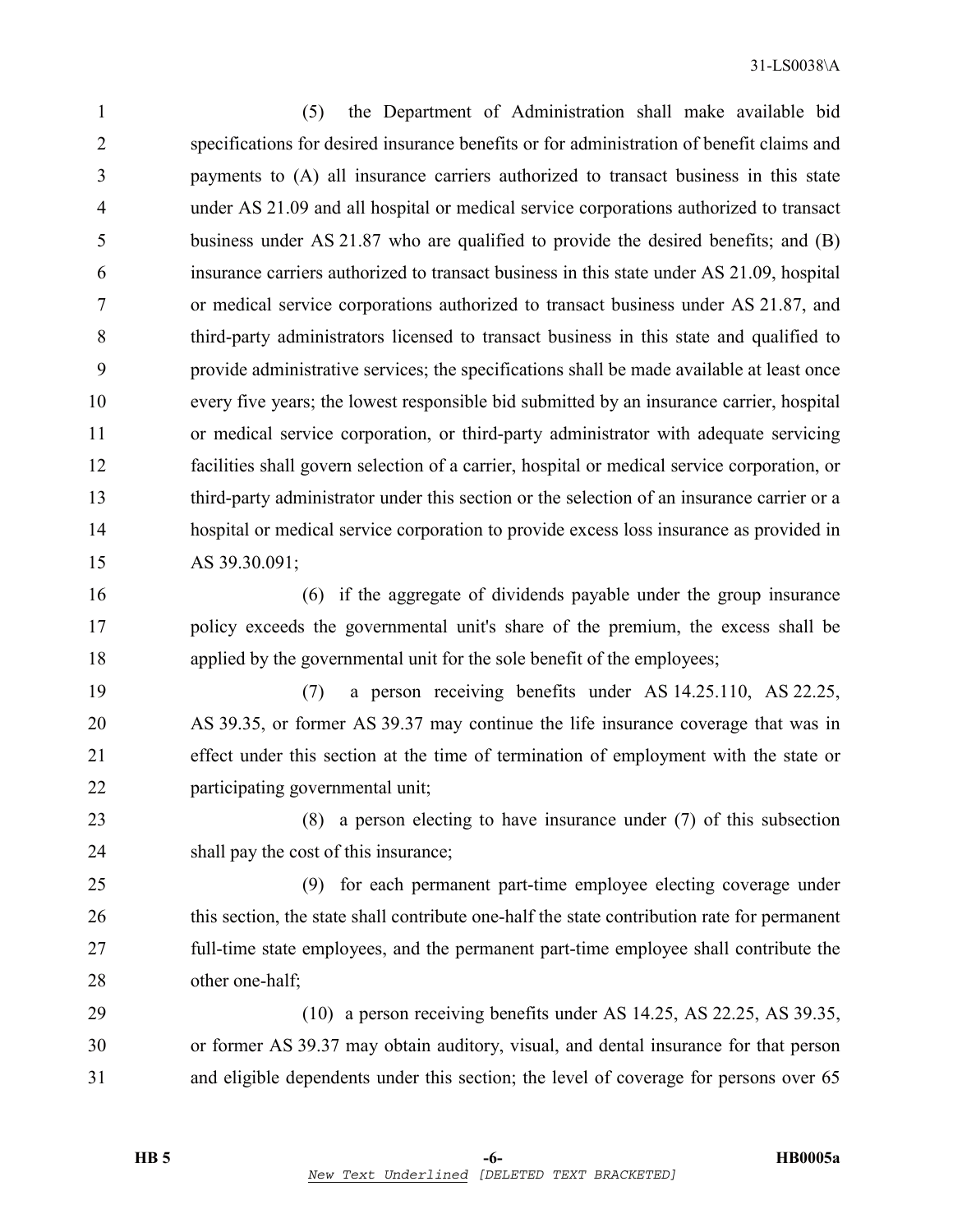(5) the Department of Administration shall make available bid specifications for desired insurance benefits or for administration of benefit claims and payments to (A) all insurance carriers authorized to transact business in this state under AS 21.09 and all hospital or medical service corporations authorized to transact business under AS 21.87 who are qualified to provide the desired benefits; and (B) insurance carriers authorized to transact business in this state under AS 21.09, hospital or medical service corporations authorized to transact business under AS 21.87, and third-party administrators licensed to transact business in this state and qualified to provide administrative services; the specifications shall be made available at least once every five years; the lowest responsible bid submitted by an insurance carrier, hospital or medical service corporation, or third-party administrator with adequate servicing facilities shall govern selection of a carrier, hospital or medical service corporation, or third-party administrator under this section or the selection of an insurance carrier or a hospital or medical service corporation to provide excess loss insurance as provided in AS 39.30.091;

(6) if the aggregate of dividends payable under the group insurance policy exceeds the governmental unit's share of the premium, the excess shall be applied by the governmental unit for the sole benefit of the employees;

(7) a person receiving benefits under AS 14.25.110, AS 22.25, AS 39.35, or former AS 39.37 may continue the life insurance coverage that was in effect under this section at the time of termination of employment with the state or participating governmental unit;

(8) a person electing to have insurance under (7) of this subsection shall pay the cost of this insurance;

(9) for each permanent part-time employee electing coverage under this section, the state shall contribute one-half the state contribution rate for permanent full-time state employees, and the permanent part-time employee shall contribute the other one-half;

(10) a person receiving benefits under AS 14.25, AS 22.25, AS 39.35, or former AS 39.37 may obtain auditory, visual, and dental insurance for that person and eligible dependents under this section; the level of coverage for persons over 65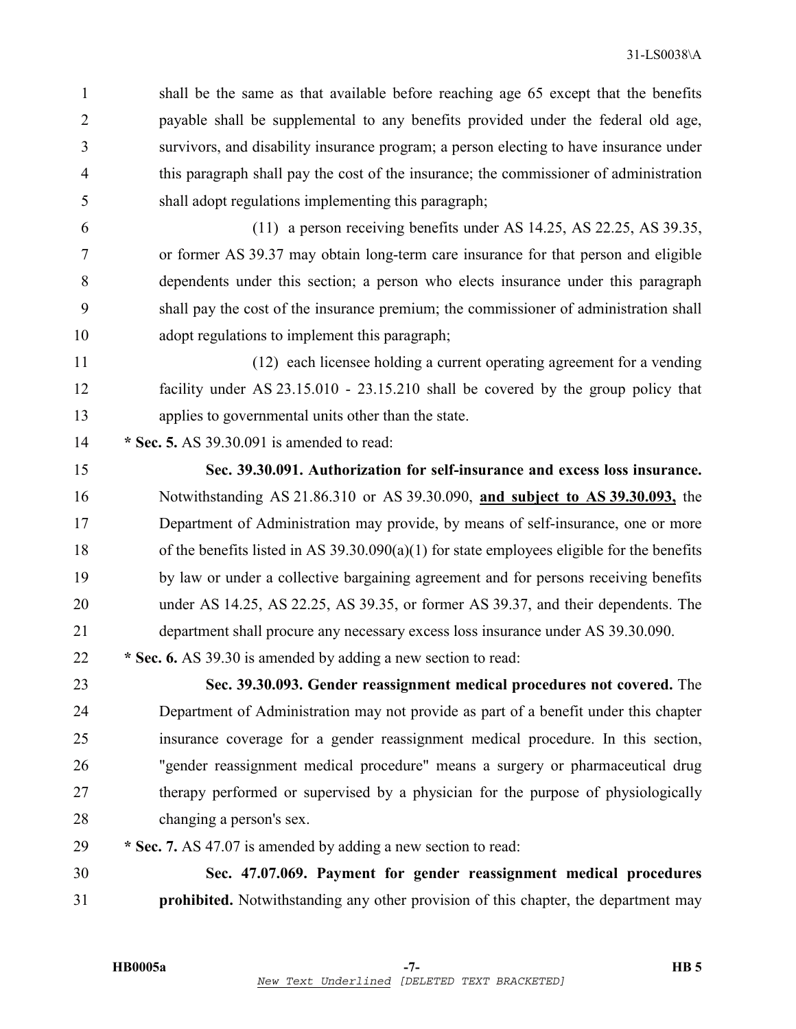shall be the same as that available before reaching age 65 except that the benefits payable shall be supplemental to any benefits provided under the federal old age, survivors, and disability insurance program; a person electing to have insurance under this paragraph shall pay the cost of the insurance; the commissioner of administration shall adopt regulations implementing this paragraph;

(11) a person receiving benefits under AS 14.25, AS 22.25, AS 39.35, or former AS 39.37 may obtain long-term care insurance for that person and eligible dependents under this section; a person who elects insurance under this paragraph shall pay the cost of the insurance premium; the commissioner of administration shall adopt regulations to implement this paragraph;

(12) each licensee holding a current operating agreement for a vending facility under AS 23.15.010 - 23.15.210 shall be covered by the group policy that applies to governmental units other than the state.

**\* Sec. 5.** AS 39.30.091 is amended to read:

**Sec. 39.30.091. Authorization for self-insurance and excess loss insurance.** Notwithstanding AS 21.86.310 or AS 39.30.090, **<u>and subject to AS 39.30.093,</u>** the Department of Administration may provide, by means of self-insurance, one or more of the benefits listed in AS 39.30.090(a)(1) for state employees eligible for the benefits by law or under a collective bargaining agreement and for persons receiving benefits under AS 14.25, AS 22.25, AS 39.35, or former AS 39.37, and their dependents. The department shall procure any necessary excess loss insurance under AS 39.30.090.

**\* Sec. 6.** AS 39.30 is amended by adding a new section to read:

**Sec. 39.30.093. Gender reassignment medical procedures not covered.** The Department of Administration may not provide as part of a benefit under this chapter insurance coverage for a gender reassignment medical procedure. In this section, "gender reassignment medical procedure" means a surgery or pharmaceutical drug therapy performed or supervised by a physician for the purpose of physiologically changing a person's sex.

**\* Sec. 7.** AS 47.07 is amended by adding a new section to read:

**Sec. 47.07.069. Payment for gender reassignment medical procedures prohibited.** Notwithstanding any other provision of this chapter, the department may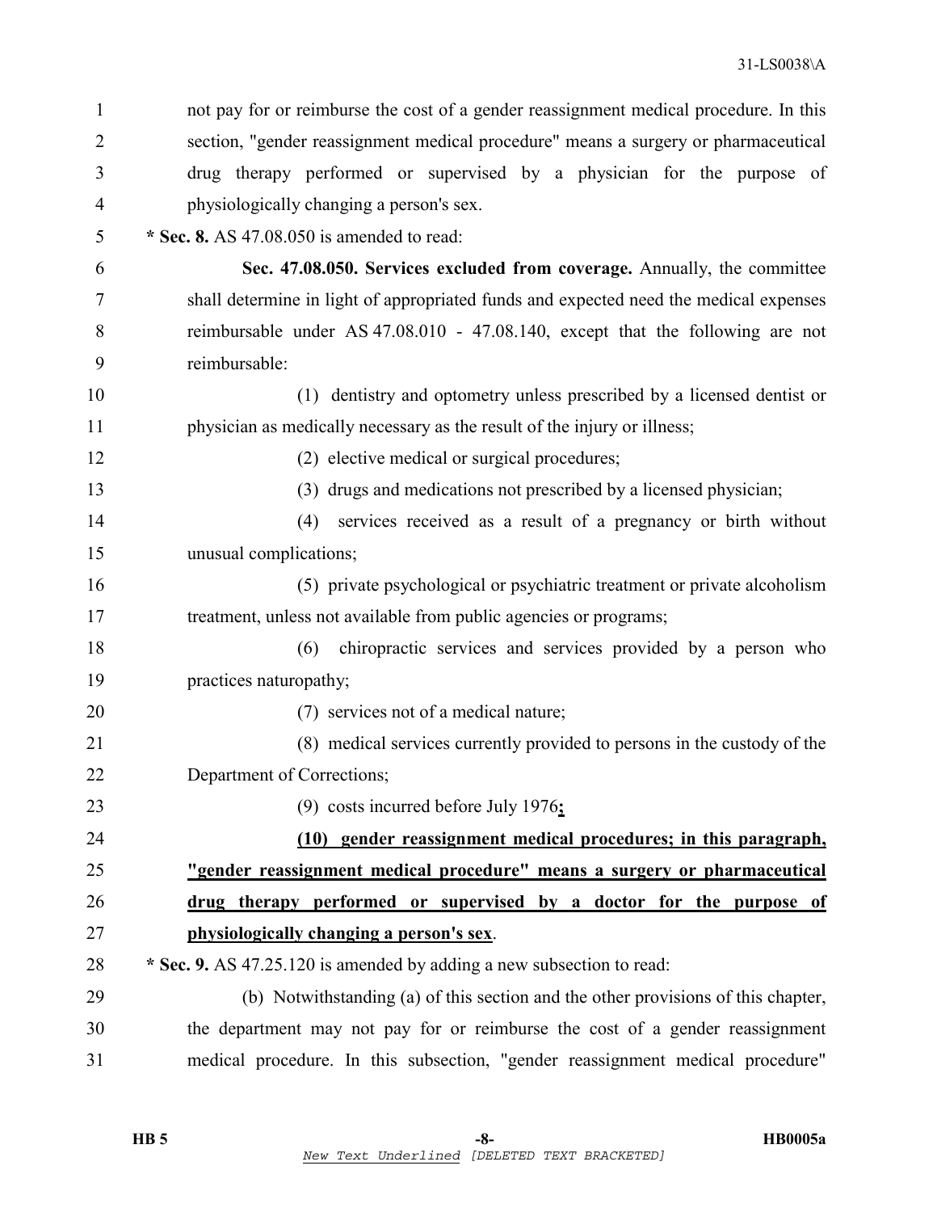not pay for or reimburse the cost of a gender reassignment medical procedure. In this section, "gender reassignment medical procedure" means a surgery or pharmaceutical drug therapy performed or supervised by a physician for the purpose of physiologically changing a person's sex.

**\* Sec. 8.** AS 47.08.050 is amended to read:

**Sec. 47.08.050. Services excluded from coverage.** Annually, the committee shall determine in light of appropriated funds and expected need the medical expenses reimbursable under AS 47.08.010 - 47.08.140, except that the following are not reimbursable:

(1) dentistry and optometry unless prescribed by a licensed dentist or physician as medically necessary as the result of the injury or illness;

(2) elective medical or surgical procedures;

(3) drugs and medications not prescribed by a licensed physician;

(4) services received as a result of a pregnancy or birth without unusual complications;

(5) private psychological or psychiatric treatment or private alcoholism treatment, unless not available from public agencies or programs;

(6) chiropractic services and services provided by a person who practices naturopathy;

(7) services not of a medical nature;

(8) medical services currently provided to persons in the custody of the Department of Corrections;

(9) costs incurred before July 1976**<u>;</u>**

**<u>(10) gender reassignment medical procedures; in this paragraph, "gender reassignment medical procedure" means a surgery or pharmaceutical drug therapy performed or supervised by a doctor for the purpose of physiologically changing a person's sex</u>**.

**\* Sec. 9.** AS 47.25.120 is amended by adding a new subsection to read:

(b) Notwithstanding (a) of this section and the other provisions of this chapter, the department may not pay for or reimburse the cost of a gender reassignment medical procedure. In this subsection, "gender reassignment medical procedure"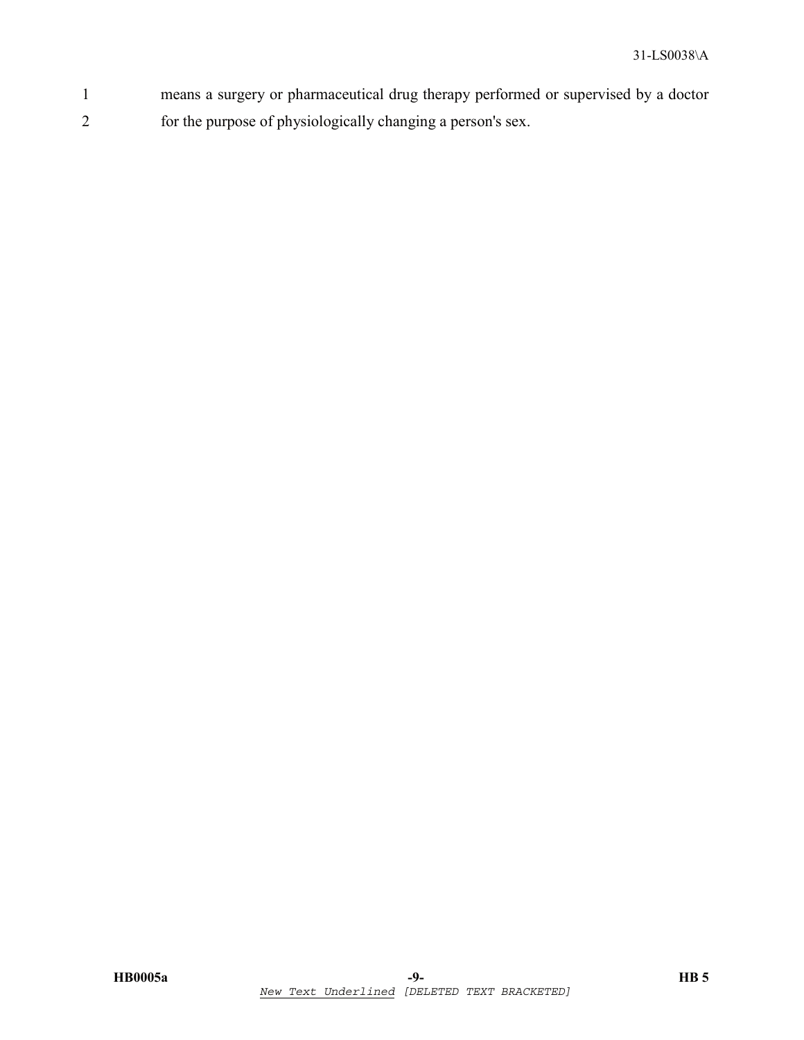means a surgery or pharmaceutical drug therapy performed or supervised by a doctor for the purpose of physiologically changing a person's sex.